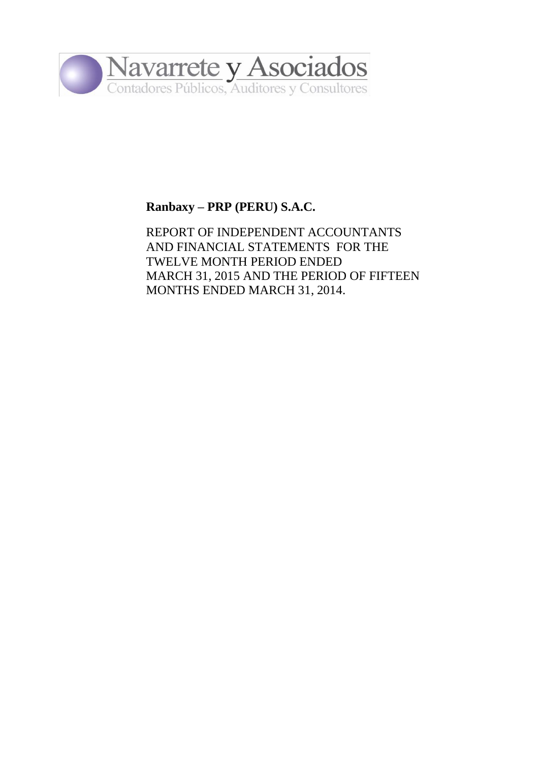Navarrete y Asociados

Contadores Públicos, Auditores y Consultores

**Ranbaxy – PRP (PERU) S.A.C.**

REPORT OF INDEPENDENT ACCOUNTANTS AND FINANCIAL STATEMENTS FOR THE TWELVE MONTH PERIOD ENDED MARCH 31, 2015 AND THE PERIOD OF FIFTEEN MONTHS ENDED MARCH 31, 2014.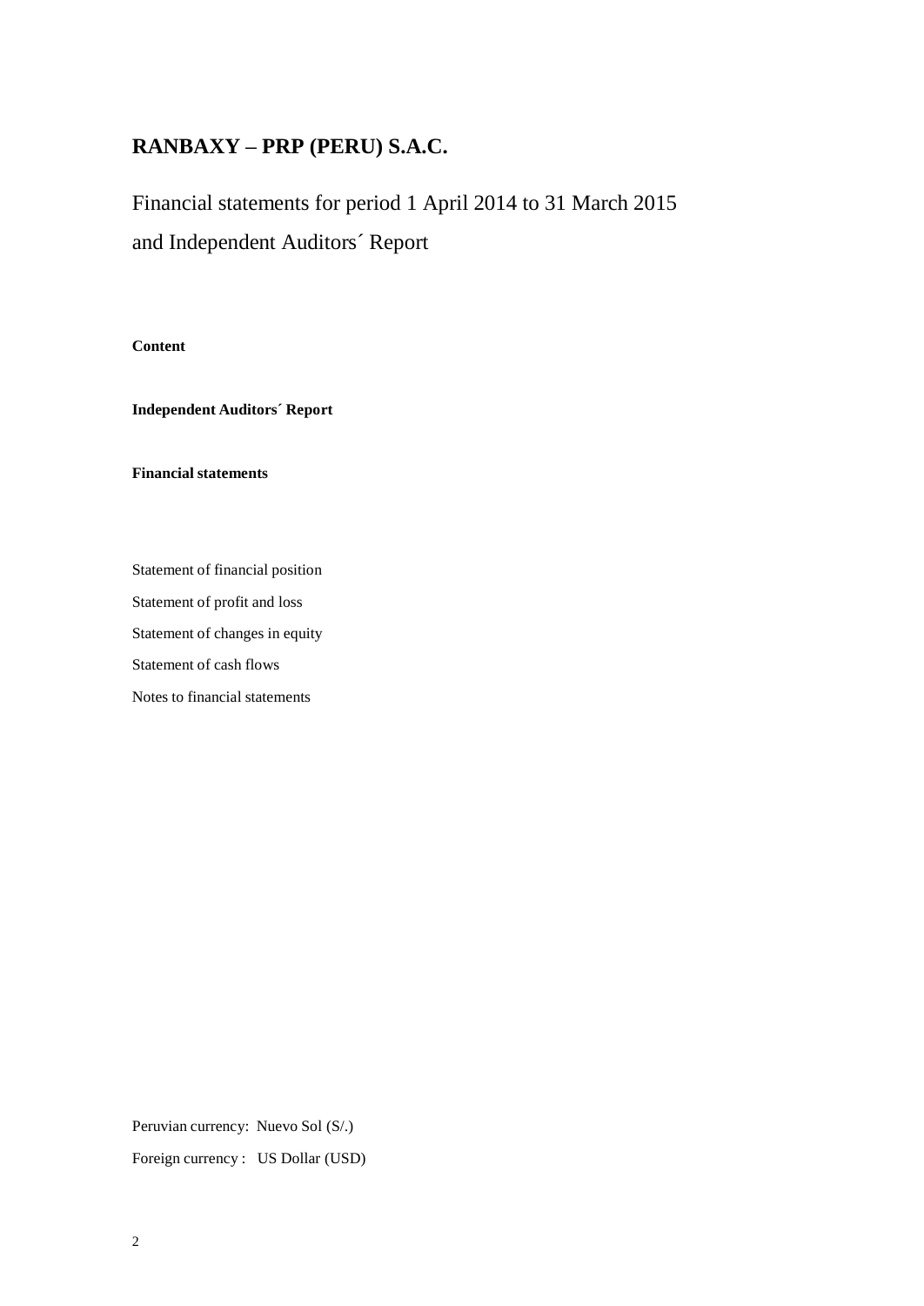# RANBAXY – PRP (PERU) S.A.C.

Financial statements for period 1 April 2014 to 31 March 2015

and Independent Auditors´ Report

**Content**

**Independent Auditors´ Report**

**Financial statements**

Statement of financial position

Statement of profit and loss

Statement of changes in equity

Statement of cash flows

Notes to financial statements

Peruvian currency: Nuevo Sol (S/.)

Foreign currency : US Dollar (USD)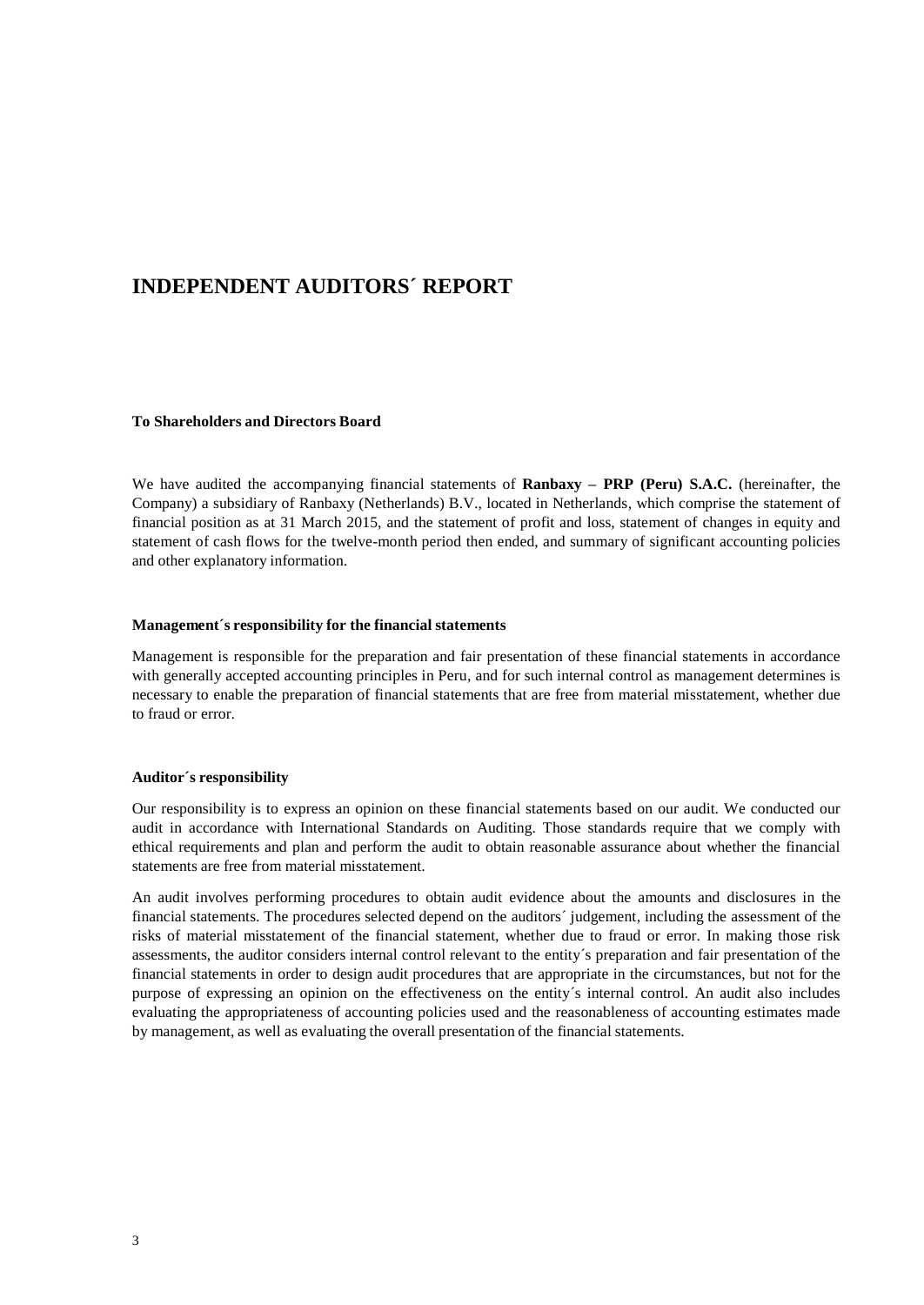# INDEPENDENT AUDITORS´ REPORT

**To Shareholders and Directors Board**

We have audited the accompanying financial statements of **Ranbaxy – PRP (Peru) S.A.C.** (hereinafter, the Company) a subsidiary of Ranbaxy (Netherlands) B.V., located in Netherlands, which comprise the statement of financial position as at 31 March 2015, and the statement of profit and loss, statement of changes in equity and statement of cash flows for the twelve-month period then ended, and summary of significant accounting policies and other explanatory information.

**Management´s responsibility for the financial statements**

Management is responsible for the preparation and fair presentation of these financial statements in accordance with generally accepted accounting principles in Peru, and for such internal control as management determines is necessary to enable the preparation of financial statements that are free from material misstatement, whether due to fraud or error.

**Auditor´s responsibility**

Our responsibility is to express an opinion on these financial statements based on our audit. We conducted our audit in accordance with International Standards on Auditing. Those standards require that we comply with ethical requirements and plan and perform the audit to obtain reasonable assurance about whether the financial statements are free from material misstatement.

An audit involves performing procedures to obtain audit evidence about the amounts and disclosures in the financial statements. The procedures selected depend on the auditors´ judgement, including the assessment of the risks of material misstatement of the financial statement, whether due to fraud or error. In making those risk assessments, the auditor considers internal control relevant to the entity´s preparation and fair presentation of the financial statements in order to design audit procedures that are appropriate in the circumstances, but not for the purpose of expressing an opinion on the effectiveness on the entity´s internal control. An audit also includes evaluating the appropriateness of accounting policies used and the reasonableness of accounting estimates made by management, as well as evaluating the overall presentation of the financial statements.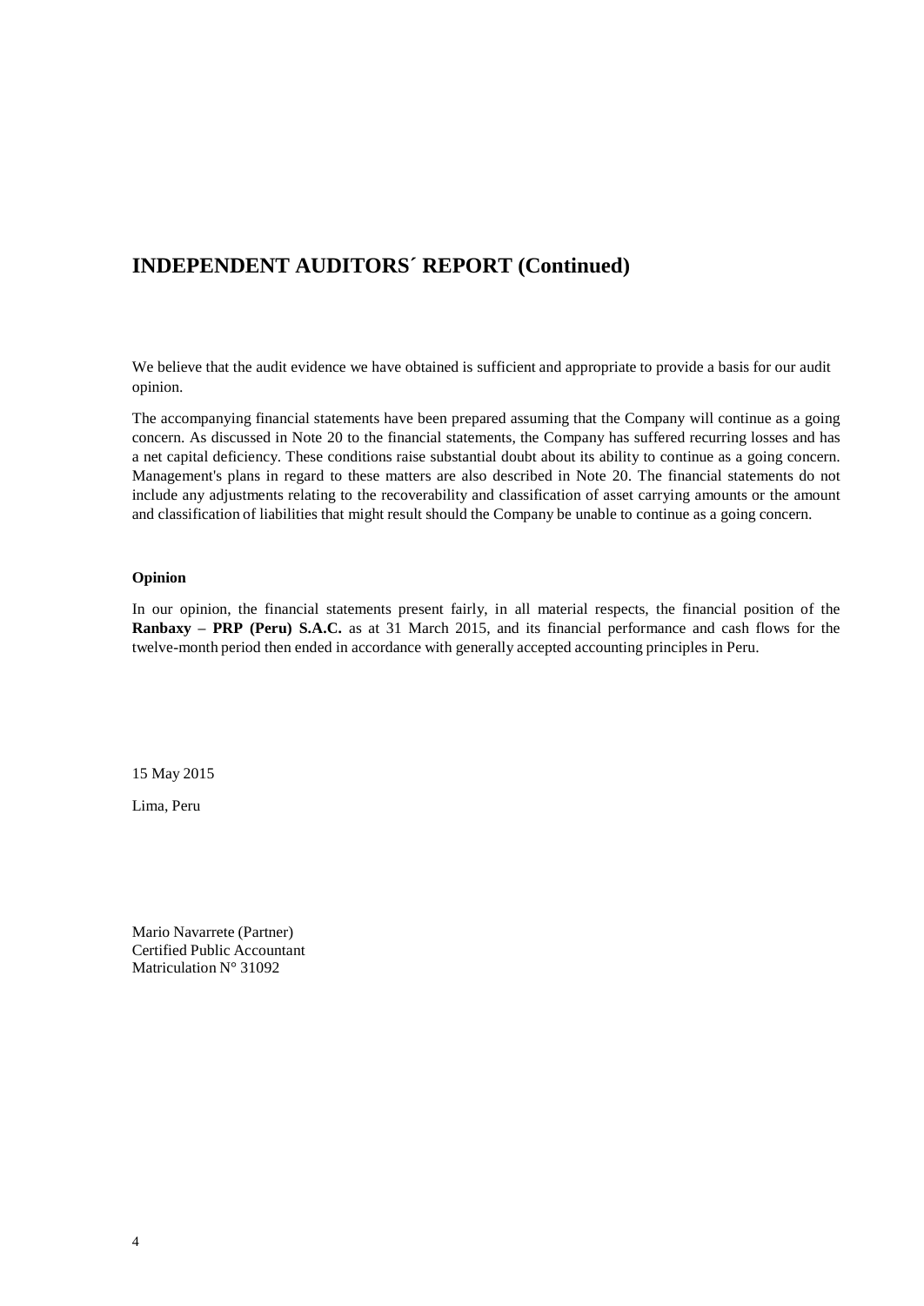# INDEPENDENT AUDITORS´ REPORT (Continued)

We believe that the audit evidence we have obtained is sufficient and appropriate to provide a basis for our audit opinion.

The accompanying financial statements have been prepared assuming that the Company will continue as a going concern. As discussed in Note 20 to the financial statements, the Company has suffered recurring losses and has a net capital deficiency. These conditions raise substantial doubt about its ability to continue as a going concern. Management's plans in regard to these matters are also described in Note 20. The financial statements do not include any adjustments relating to the recoverability and classification of asset carrying amounts or the amount and classification of liabilities that might result should the Company be unable to continue as a going concern.

**Opinion**

In our opinion, the financial statements present fairly, in all material respects, the financial position of the **Ranbaxy – PRP (Peru) S.A.C.** as at 31 March 2015, and its financial performance and cash flows for the twelve-month period then ended in accordance with generally accepted accounting principles in Peru.

15 May 2015

Lima, Peru

Mario Navarrete (Partner)
Certified Public Accountant
Matriculation N° 31092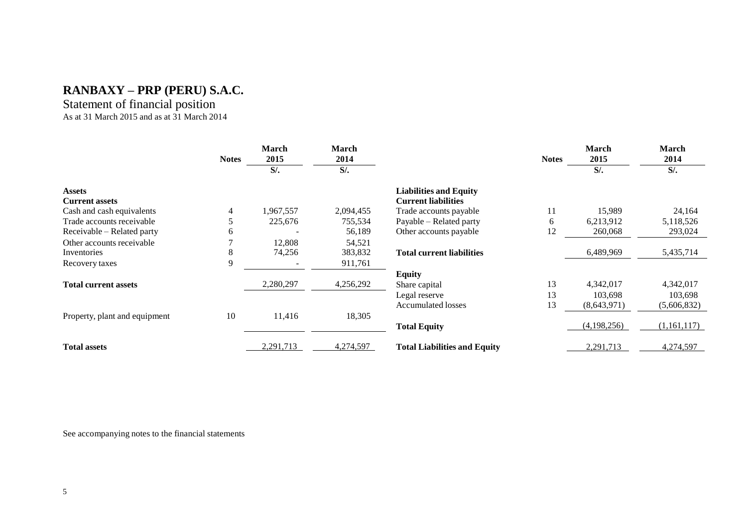# RANBAXY – PRP (PERU) S.A.C.

Statement of financial position

As at 31 March 2015 and as at 31 March 2014

| | Notes | March 2015 | March 2014 |
|---|---|---|---|
| | | S/. | S/. |
| **Assets** | | | |
| **Current assets** | | | |
| Cash and cash equivalents | 4 | 1,967,557 | 2,094,455 |
| Trade accounts receivable | 5 | 225,676 | 755,534 |
| Receivable – Related party | 6 | - | 56,189 |
| Other accounts receivable | 7 | 12,808 | 54,521 |
| Inventories | 8 | 74,256 | 383,832 |
| Recovery taxes | 9 | - | 911,761 |
| **Total current assets** | | 2,280,297 | 4,256,292 |
| Property, plant and equipment | 10 | 11,416 | 18,305 |
| **Total assets** | | 2,291,713 | 4,274,597 |

| | Notes | March 2015 | March 2014 |
|---|---|---|---|
| | | S/. | S/. |
| **Liabilities and Equity** | | | |
| **Current liabilities** | | | |
| Trade accounts payable | 11 | 15,989 | 24,164 |
| Payable – Related party | 6 | 6,213,912 | 5,118,526 |
| Other accounts payable | 12 | 260,068 | 293,024 |
| **Total current liabilities** | | 6,489,969 | 5,435,714 |
| **Equity** | | | |
| Share capital | 13 | 4,342,017 | 4,342,017 |
| Legal reserve | 13 | 103,698 | 103,698 |
| Accumulated losses | 13 | (8,643,971) | (5,606,832) |
| **Total Equity** | | (4,198,256) | (1,161,117) |
| **Total Liabilities and Equity** | | 2,291,713 | 4,274,597 |

See accompanying notes to the financial statements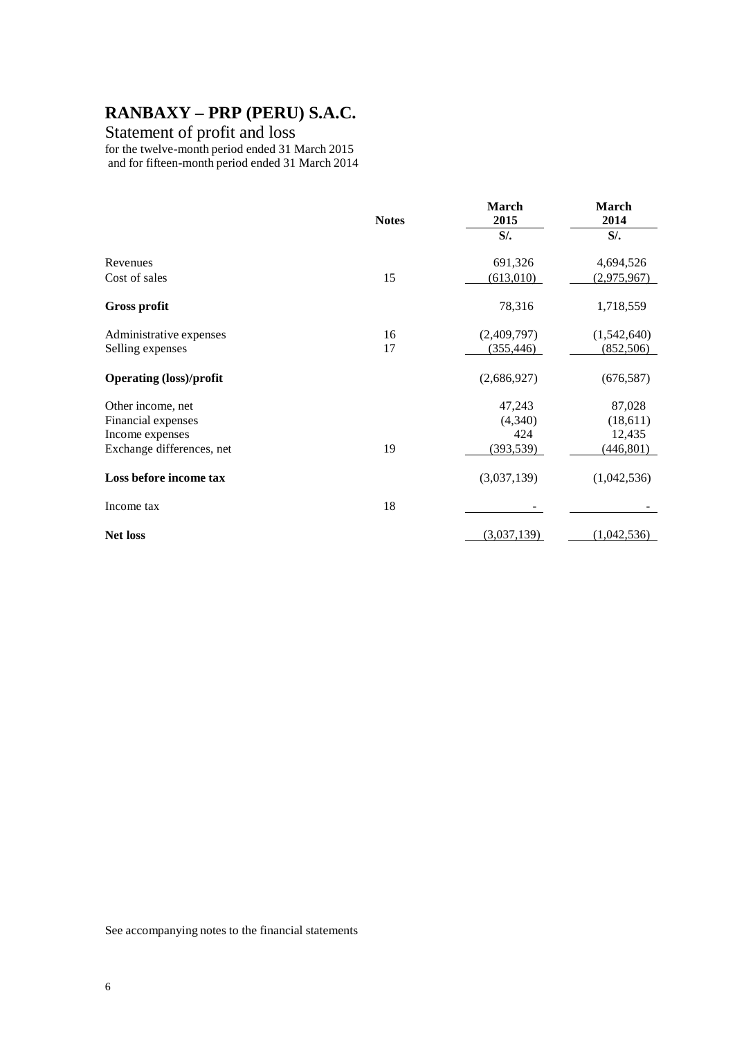# RANBAXY – PRP (PERU) S.A.C.

Statement of profit and loss

for the twelve-month period ended 31 March 2015
and for fifteen-month period ended 31 March 2014

| | Notes | March 2015 | March 2014 |
|---|---|---|---|
| | | S/. | S/. |
| Revenues | | 691,326 | 4,694,526 |
| Cost of sales | 15 | (613,010) | (2,975,967) |
| **Gross profit** | | 78,316 | 1,718,559 |
| Administrative expenses | 16 | (2,409,797) | (1,542,640) |
| Selling expenses | 17 | (355,446) | (852,506) |
| **Operating (loss)/profit** | | (2,686,927) | (676,587) |
| Other income, net | | 47,243 | 87,028 |
| Financial expenses | | (4,340) | (18,611) |
| Income expenses | | 424 | 12,435 |
| Exchange differences, net | 19 | (393,539) | (446,801) |
| **Loss before income tax** | | (3,037,139) | (1,042,536) |
| Income tax | 18 | - | - |
| **Net loss** | | (3,037,139) | (1,042,536) |

See accompanying notes to the financial statements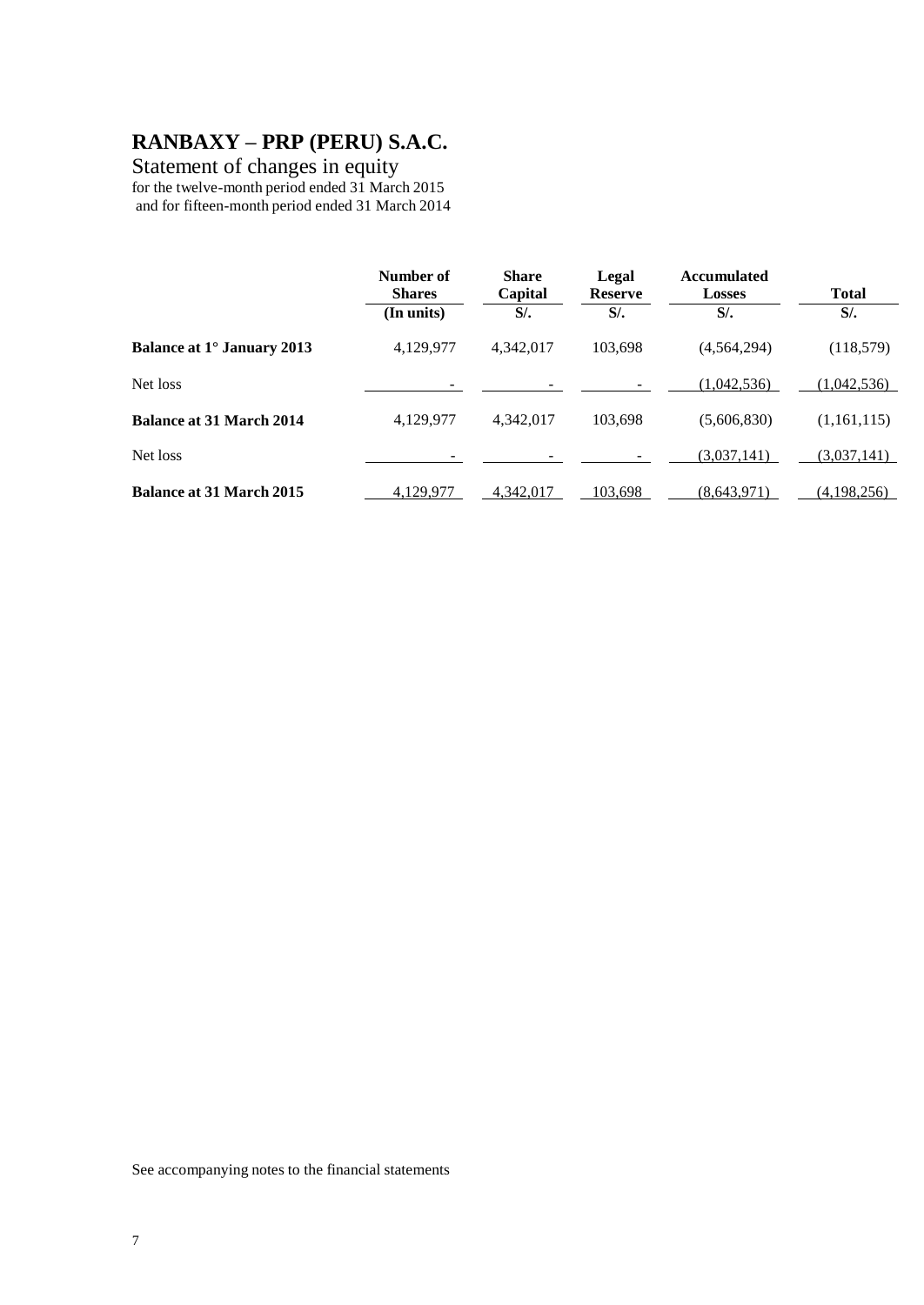# RANBAXY – PRP (PERU) S.A.C.

## Statement of changes in equity

for the twelve-month period ended 31 March 2015
and for fifteen-month period ended 31 March 2014

| | Number of Shares | Share Capital | Legal Reserve | Accumulated Losses | Total |
|---|---|---|---|---|---|
| | (In units) | S/. | S/. | S/. | S/. |
| **Balance at 1° January 2013** | 4,129,977 | 4,342,017 | 103,698 | (4,564,294) | (118,579) |
| Net loss | - | - | - | (1,042,536) | (1,042,536) |
| **Balance at 31 March 2014** | 4,129,977 | 4,342,017 | 103,698 | (5,606,830) | (1,161,115) |
| Net loss | - | - | - | (3,037,141) | (3,037,141) |
| **Balance at 31 March 2015** | 4,129,977 | 4,342,017 | 103,698 | (8,643,971) | (4,198,256) |

See accompanying notes to the financial statements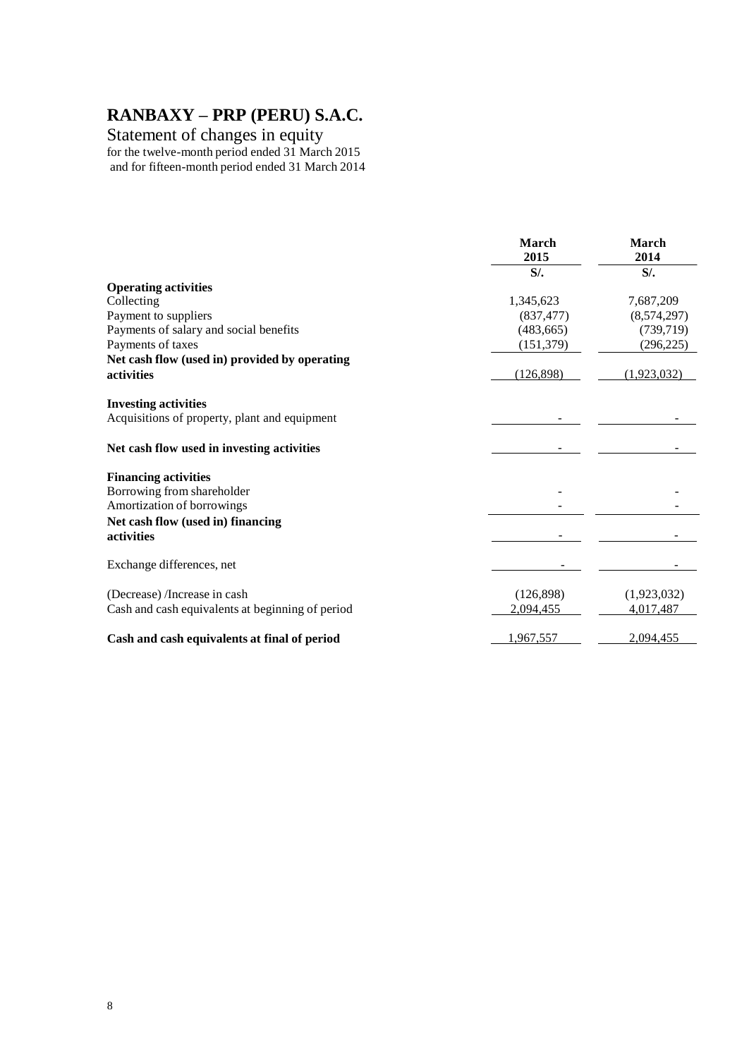# RANBAXY – PRP (PERU) S.A.C.

Statement of changes in equity

for the twelve-month period ended 31 March 2015
and for fifteen-month period ended 31 March 2014

| | March 2015 | March 2014 |
|---|---|---|
| | S/. | S/. |
| **Operating activities** | | |
| Collecting | 1,345,623 | 7,687,209 |
| Payment to suppliers | (837,477) | (8,574,297) |
| Payments of salary and social benefits | (483,665) | (739,719) |
| Payments of taxes | (151,379) | (296,225) |
| **Net cash flow (used in) provided by operating activities** | (126,898) | (1,923,032) |
| **Investing activities** | | |
| Acquisitions of property, plant and equipment | - | - |
| **Net cash flow used in investing activities** | - | - |
| **Financing activities** | | |
| Borrowing from shareholder | - | - |
| Amortization of borrowings | - | - |
| **Net cash flow (used in) financing activities** | - | - |
| Exchange differences, net | - | - |
| (Decrease) /Increase in cash | (126,898) | (1,923,032) |
| Cash and cash equivalents at beginning of period | 2,094,455 | 4,017,487 |
| **Cash and cash equivalents at final of period** | 1,967,557 | 2,094,455 |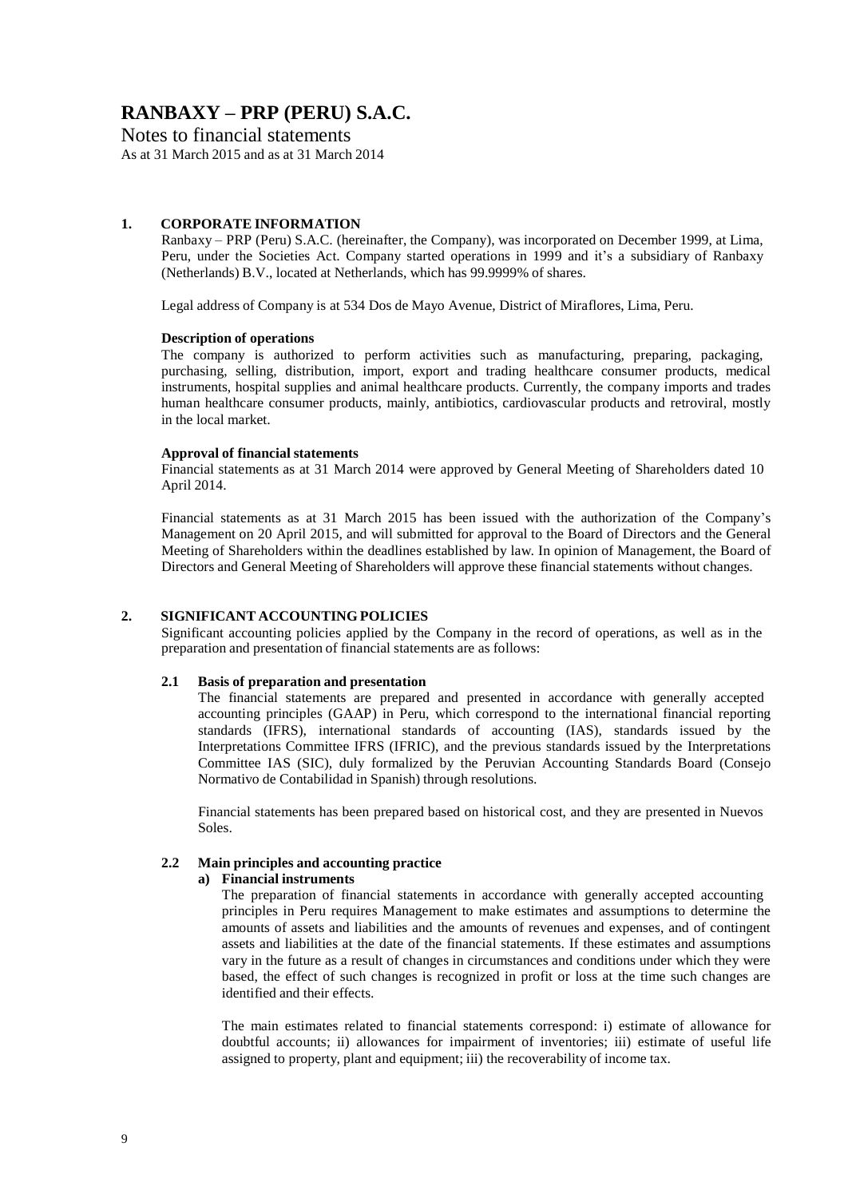# RANBAXY – PRP (PERU) S.A.C.

Notes to financial statements

As at 31 March 2015 and as at 31 March 2014

## 1. CORPORATE INFORMATION

Ranbaxy – PRP (Peru) S.A.C. (hereinafter, the Company), was incorporated on December 1999, at Lima, Peru, under the Societies Act. Company started operations in 1999 and it's a subsidiary of Ranbaxy (Netherlands) B.V., located at Netherlands, which has 99.9999% of shares.

Legal address of Company is at 534 Dos de Mayo Avenue, District of Miraflores, Lima, Peru.

**Description of operations**

The company is authorized to perform activities such as manufacturing, preparing, packaging, purchasing, selling, distribution, import, export and trading healthcare consumer products, medical instruments, hospital supplies and animal healthcare products. Currently, the company imports and trades human healthcare consumer products, mainly, antibiotics, cardiovascular products and retroviral, mostly in the local market.

**Approval of financial statements**

Financial statements as at 31 March 2014 were approved by General Meeting of Shareholders dated 10 April 2014.

Financial statements as at 31 March 2015 has been issued with the authorization of the Company's Management on 20 April 2015, and will submitted for approval to the Board of Directors and the General Meeting of Shareholders within the deadlines established by law. In opinion of Management, the Board of Directors and General Meeting of Shareholders will approve these financial statements without changes.

## 2. SIGNIFICANT ACCOUNTING POLICIES

Significant accounting policies applied by the Company in the record of operations, as well as in the preparation and presentation of financial statements are as follows:

### 2.1 Basis of preparation and presentation

The financial statements are prepared and presented in accordance with generally accepted accounting principles (GAAP) in Peru, which correspond to the international financial reporting standards (IFRS), international standards of accounting (IAS), standards issued by the Interpretations Committee IFRS (IFRIC), and the previous standards issued by the Interpretations Committee IAS (SIC), duly formalized by the Peruvian Accounting Standards Board (Consejo Normativo de Contabilidad in Spanish) through resolutions.

Financial statements has been prepared based on historical cost, and they are presented in Nuevos Soles.

### 2.2 Main principles and accounting practice

**a) Financial instruments**

The preparation of financial statements in accordance with generally accepted accounting principles in Peru requires Management to make estimates and assumptions to determine the amounts of assets and liabilities and the amounts of revenues and expenses, and of contingent assets and liabilities at the date of the financial statements. If these estimates and assumptions vary in the future as a result of changes in circumstances and conditions under which they were based, the effect of such changes is recognized in profit or loss at the time such changes are identified and their effects.

The main estimates related to financial statements correspond: i) estimate of allowance for doubtful accounts; ii) allowances for impairment of inventories; iii) estimate of useful life assigned to property, plant and equipment; iii) the recoverability of income tax.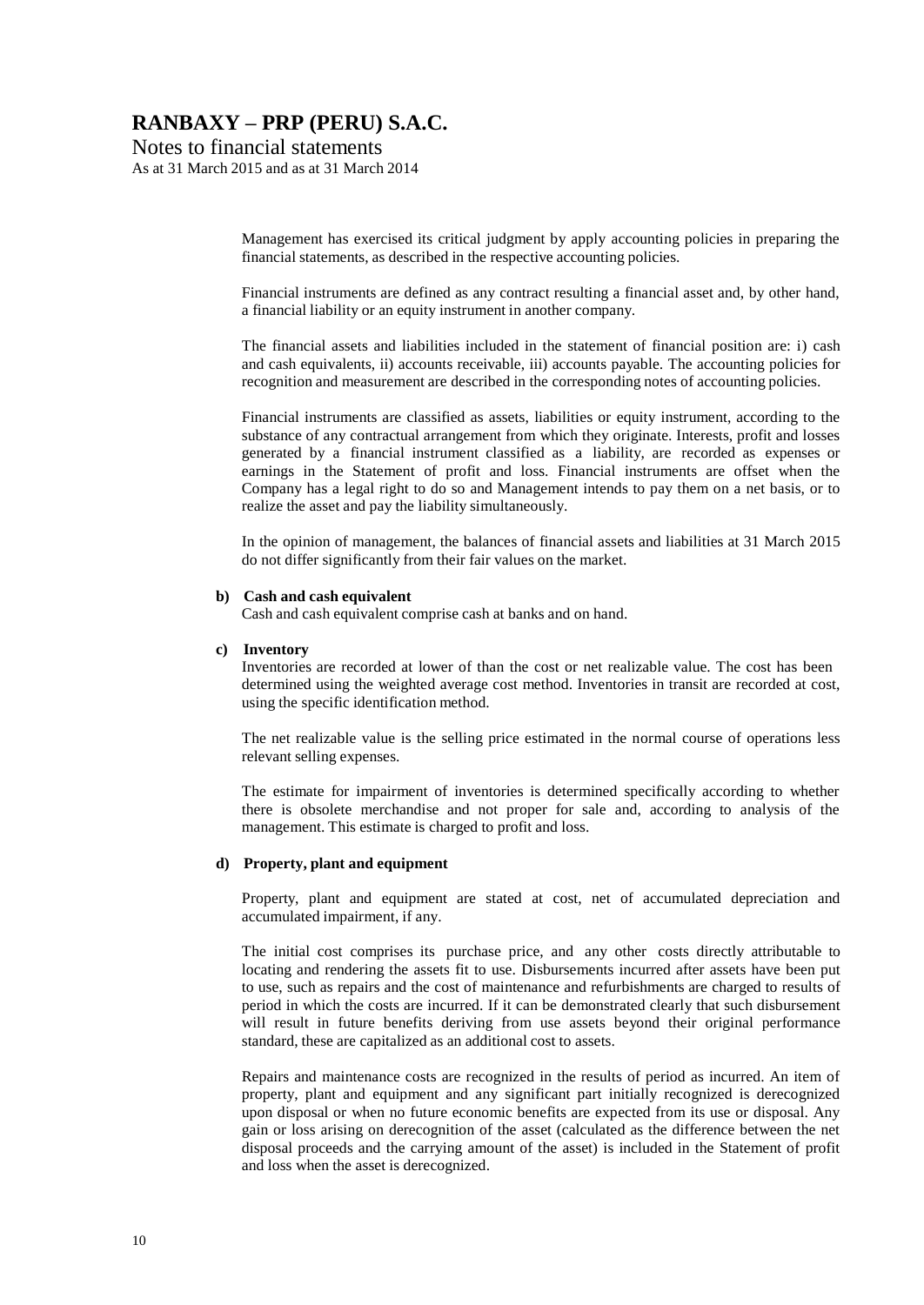Management has exercised its critical judgment by apply accounting policies in preparing the financial statements, as described in the respective accounting policies.

Financial instruments are defined as any contract resulting a financial asset and, by other hand, a financial liability or an equity instrument in another company.

The financial assets and liabilities included in the statement of financial position are: i) cash and cash equivalents, ii) accounts receivable, iii) accounts payable. The accounting policies for recognition and measurement are described in the corresponding notes of accounting policies.

Financial instruments are classified as assets, liabilities or equity instrument, according to the substance of any contractual arrangement from which they originate. Interests, profit and losses generated by a financial instrument classified as a liability, are recorded as expenses or earnings in the Statement of profit and loss. Financial instruments are offset when the Company has a legal right to do so and Management intends to pay them on a net basis, or to realize the asset and pay the liability simultaneously.

In the opinion of management, the balances of financial assets and liabilities at 31 March 2015 do not differ significantly from their fair values on the market.

**b) Cash and cash equivalent**

Cash and cash equivalent comprise cash at banks and on hand.

**c) Inventory**

Inventories are recorded at lower of than the cost or net realizable value. The cost has been determined using the weighted average cost method. Inventories in transit are recorded at cost, using the specific identification method.

The net realizable value is the selling price estimated in the normal course of operations less relevant selling expenses.

The estimate for impairment of inventories is determined specifically according to whether there is obsolete merchandise and not proper for sale and, according to analysis of the management. This estimate is charged to profit and loss.

**d) Property, plant and equipment**

Property, plant and equipment are stated at cost, net of accumulated depreciation and accumulated impairment, if any.

The initial cost comprises its purchase price, and any other costs directly attributable to locating and rendering the assets fit to use. Disbursements incurred after assets have been put to use, such as repairs and the cost of maintenance and refurbishments are charged to results of period in which the costs are incurred. If it can be demonstrated clearly that such disbursement will result in future benefits deriving from use assets beyond their original performance standard, these are capitalized as an additional cost to assets.

Repairs and maintenance costs are recognized in the results of period as incurred. An item of property, plant and equipment and any significant part initially recognized is derecognized upon disposal or when no future economic benefits are expected from its use or disposal. Any gain or loss arising on derecognition of the asset (calculated as the difference between the net disposal proceeds and the carrying amount of the asset) is included in the Statement of profit and loss when the asset is derecognized.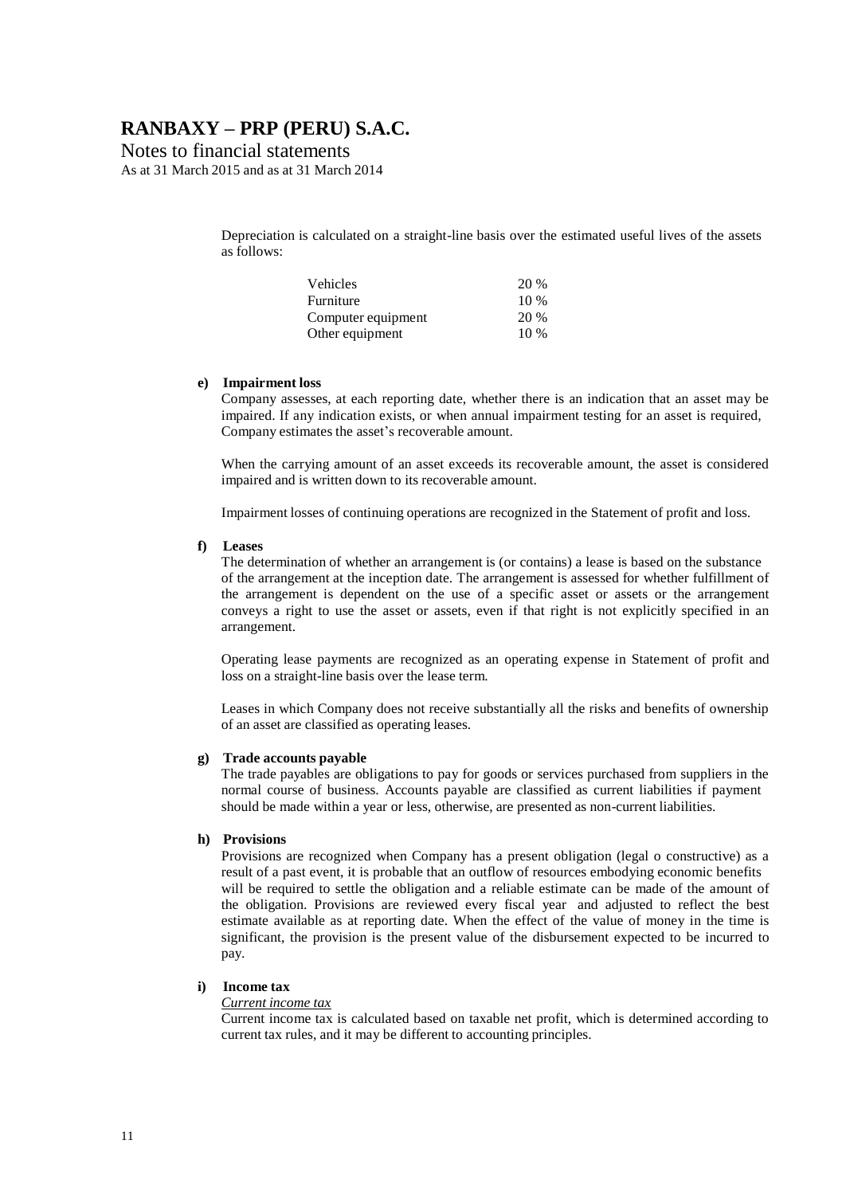Depreciation is calculated on a straight-line basis over the estimated useful lives of the assets as follows:

| | |
|---|---|
| Vehicles | 20 % |
| Furniture | 10 % |
| Computer equipment | 20 % |
| Other equipment | 10 % |

**e) Impairment loss**

Company assesses, at each reporting date, whether there is an indication that an asset may be impaired. If any indication exists, or when annual impairment testing for an asset is required, Company estimates the asset's recoverable amount.

When the carrying amount of an asset exceeds its recoverable amount, the asset is considered impaired and is written down to its recoverable amount.

Impairment losses of continuing operations are recognized in the Statement of profit and loss.

**f) Leases**

The determination of whether an arrangement is (or contains) a lease is based on the substance of the arrangement at the inception date. The arrangement is assessed for whether fulfillment of the arrangement is dependent on the use of a specific asset or assets or the arrangement conveys a right to use the asset or assets, even if that right is not explicitly specified in an arrangement.

Operating lease payments are recognized as an operating expense in Statement of profit and loss on a straight-line basis over the lease term.

Leases in which Company does not receive substantially all the risks and benefits of ownership of an asset are classified as operating leases.

**g) Trade accounts payable**

The trade payables are obligations to pay for goods or services purchased from suppliers in the normal course of business. Accounts payable are classified as current liabilities if payment should be made within a year or less, otherwise, are presented as non-current liabilities.

**h) Provisions**

Provisions are recognized when Company has a present obligation (legal o constructive) as a result of a past event, it is probable that an outflow of resources embodying economic benefits will be required to settle the obligation and a reliable estimate can be made of the amount of the obligation. Provisions are reviewed every fiscal year and adjusted to reflect the best estimate available as at reporting date. When the effect of the value of money in the time is significant, the provision is the present value of the disbursement expected to be incurred to pay.

**i) Income tax**

*Current income tax*

Current income tax is calculated based on taxable net profit, which is determined according to current tax rules, and it may be different to accounting principles.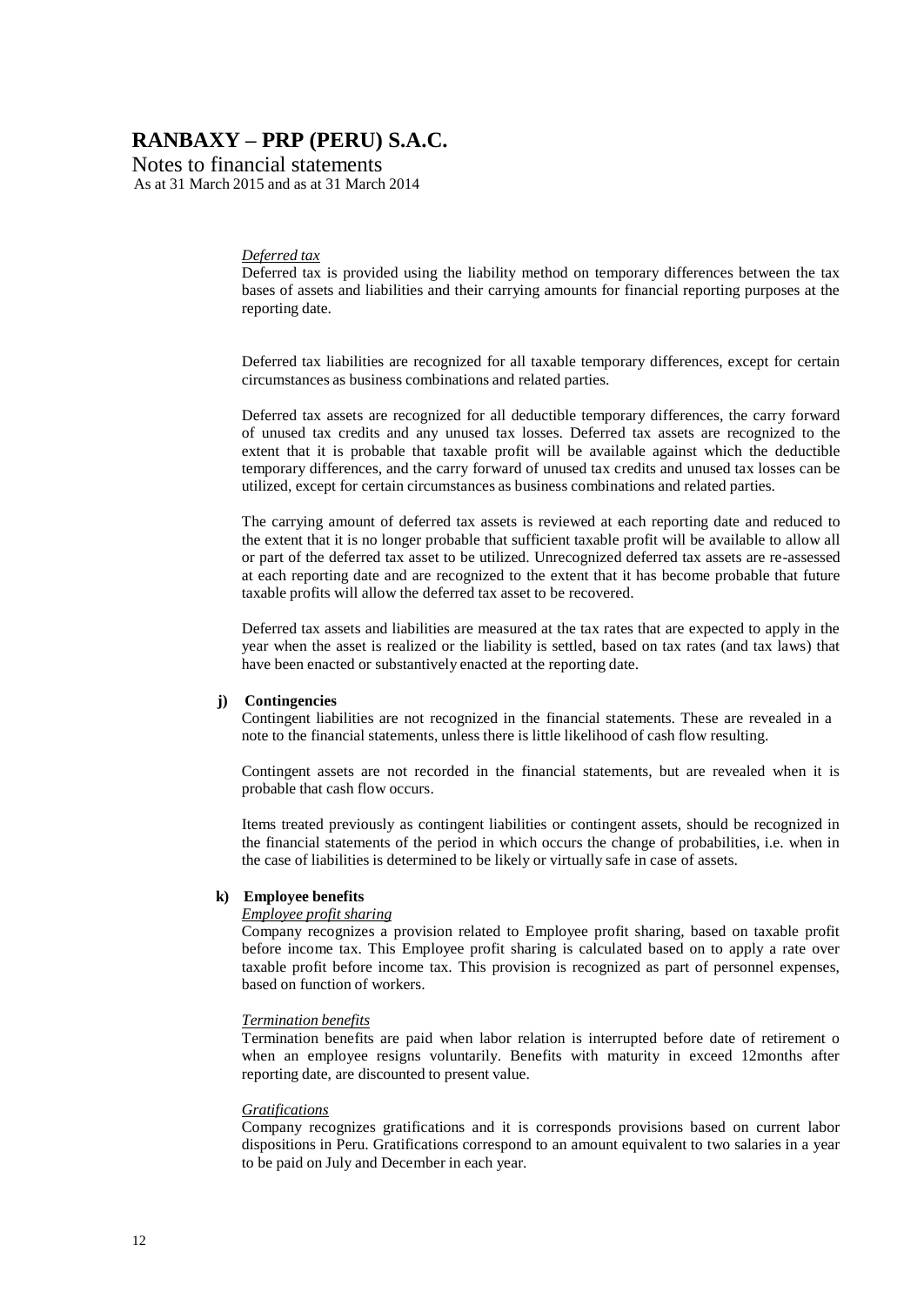*Deferred tax*

Deferred tax is provided using the liability method on temporary differences between the tax bases of assets and liabilities and their carrying amounts for financial reporting purposes at the reporting date.

Deferred tax liabilities are recognized for all taxable temporary differences, except for certain circumstances as business combinations and related parties.

Deferred tax assets are recognized for all deductible temporary differences, the carry forward of unused tax credits and any unused tax losses. Deferred tax assets are recognized to the extent that it is probable that taxable profit will be available against which the deductible temporary differences, and the carry forward of unused tax credits and unused tax losses can be utilized, except for certain circumstances as business combinations and related parties.

The carrying amount of deferred tax assets is reviewed at each reporting date and reduced to the extent that it is no longer probable that sufficient taxable profit will be available to allow all or part of the deferred tax asset to be utilized. Unrecognized deferred tax assets are re-assessed at each reporting date and are recognized to the extent that it has become probable that future taxable profits will allow the deferred tax asset to be recovered.

Deferred tax assets and liabilities are measured at the tax rates that are expected to apply in the year when the asset is realized or the liability is settled, based on tax rates (and tax laws) that have been enacted or substantively enacted at the reporting date.

**j) Contingencies**

Contingent liabilities are not recognized in the financial statements. These are revealed in a note to the financial statements, unless there is little likelihood of cash flow resulting.

Contingent assets are not recorded in the financial statements, but are revealed when it is probable that cash flow occurs.

Items treated previously as contingent liabilities or contingent assets, should be recognized in the financial statements of the period in which occurs the change of probabilities, i.e. when in the case of liabilities is determined to be likely or virtually safe in case of assets.

**k) Employee benefits**

*Employee profit sharing*

Company recognizes a provision related to Employee profit sharing, based on taxable profit before income tax. This Employee profit sharing is calculated based on to apply a rate over taxable profit before income tax. This provision is recognized as part of personnel expenses, based on function of workers.

*Termination benefits*

Termination benefits are paid when labor relation is interrupted before date of retirement o when an employee resigns voluntarily. Benefits with maturity in exceed 12months after reporting date, are discounted to present value.

*Gratifications*

Company recognizes gratifications and it is corresponds provisions based on current labor dispositions in Peru. Gratifications correspond to an amount equivalent to two salaries in a year to be paid on July and December in each year.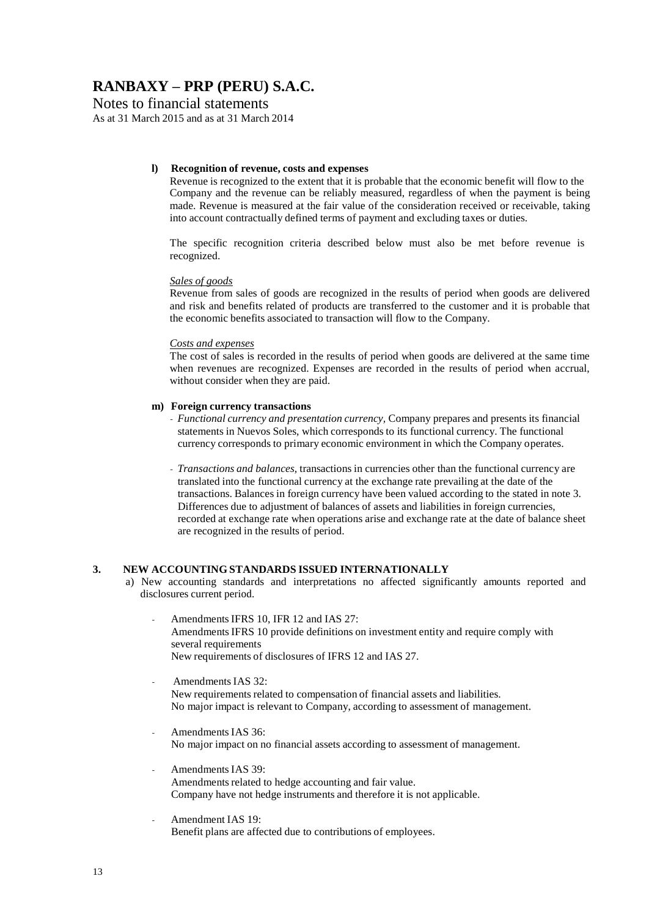# RANBAXY – PRP (PERU) S.A.C.

Notes to financial statements

As at 31 March 2015 and as at 31 March 2014

**l) Recognition of revenue, costs and expenses**

Revenue is recognized to the extent that it is probable that the economic benefit will flow to the Company and the revenue can be reliably measured, regardless of when the payment is being made. Revenue is measured at the fair value of the consideration received or receivable, taking into account contractually defined terms of payment and excluding taxes or duties.

The specific recognition criteria described below must also be met before revenue is recognized.

*Sales of goods*

Revenue from sales of goods are recognized in the results of period when goods are delivered and risk and benefits related of products are transferred to the customer and it is probable that the economic benefits associated to transaction will flow to the Company.

*Costs and expenses*

The cost of sales is recorded in the results of period when goods are delivered at the same time when revenues are recognized. Expenses are recorded in the results of period when accrual, without consider when they are paid.

**m) Foreign currency transactions**

- *Functional currency and presentation currency,* Company prepares and presents its financial statements in Nuevos Soles, which corresponds to its functional currency. The functional currency corresponds to primary economic environment in which the Company operates.
- *Transactions and balances,* transactions in currencies other than the functional currency are translated into the functional currency at the exchange rate prevailing at the date of the transactions. Balances in foreign currency have been valued according to the stated in note 3. Differences due to adjustment of balances of assets and liabilities in foreign currencies, recorded at exchange rate when operations arise and exchange rate at the date of balance sheet are recognized in the results of period.

## 3. NEW ACCOUNTING STANDARDS ISSUED INTERNATIONALLY

a) New accounting standards and interpretations no affected significantly amounts reported and disclosures current period.

- Amendments IFRS 10, IFR 12 and IAS 27:
  Amendments IFRS 10 provide definitions on investment entity and require comply with several requirements
  New requirements of disclosures of IFRS 12 and IAS 27.
- Amendments IAS 32:
  New requirements related to compensation of financial assets and liabilities.
  No major impact is relevant to Company, according to assessment of management.
- Amendments IAS 36:
  No major impact on no financial assets according to assessment of management.
- Amendments IAS 39:
  Amendments related to hedge accounting and fair value.
  Company have not hedge instruments and therefore it is not applicable.
- Amendment IAS 19:
  Benefit plans are affected due to contributions of employees.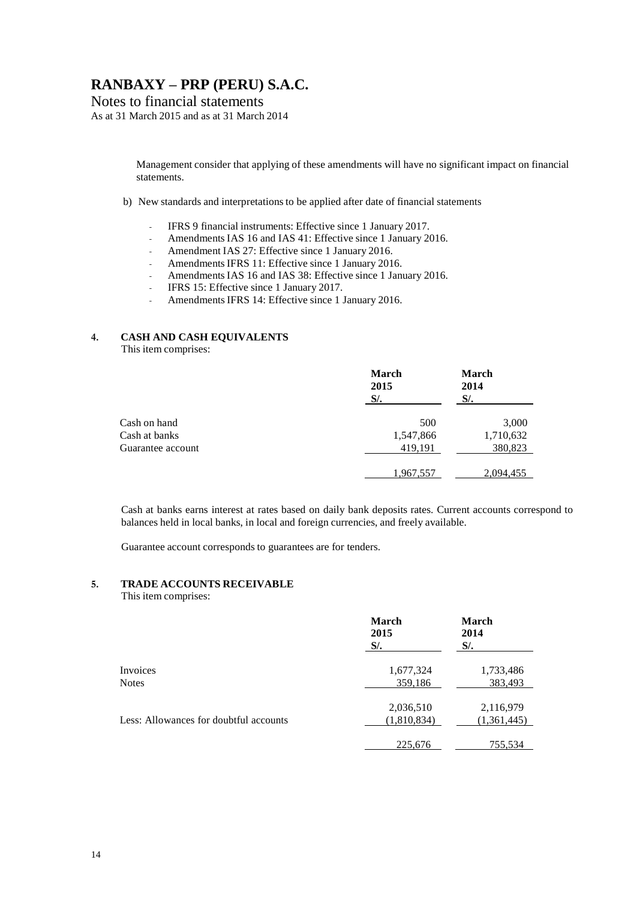# RANBAXY – PRP (PERU) S.A.C.

Notes to financial statements

As at 31 March 2015 and as at 31 March 2014

Management consider that applying of these amendments will have no significant impact on financial statements.

b) New standards and interpretations to be applied after date of financial statements

- IFRS 9 financial instruments: Effective since 1 January 2017.
- Amendments IAS 16 and IAS 41: Effective since 1 January 2016.
- Amendment IAS 27: Effective since 1 January 2016.
- Amendments IFRS 11: Effective since 1 January 2016.
- Amendments IAS 16 and IAS 38: Effective since 1 January 2016.
- IFRS 15: Effective since 1 January 2017.
- Amendments IFRS 14: Effective since 1 January 2016.

## 4. CASH AND CASH EQUIVALENTS

This item comprises:

| | March 2015 S/. | March 2014 S/. |
|---|---|---|
| Cash on hand | 500 | 3,000 |
| Cash at banks | 1,547,866 | 1,710,632 |
| Guarantee account | 419,191 | 380,823 |
| | 1,967,557 | 2,094,455 |

Cash at banks earns interest at rates based on daily bank deposits rates. Current accounts correspond to balances held in local banks, in local and foreign currencies, and freely available.

Guarantee account corresponds to guarantees are for tenders.

## 5. TRADE ACCOUNTS RECEIVABLE

This item comprises:

| | March 2015 S/. | March 2014 S/. |
|---|---|---|
| Invoices | 1,677,324 | 1,733,486 |
| Notes | 359,186 | 383,493 |
| | 2,036,510 | 2,116,979 |
| Less: Allowances for doubtful accounts | (1,810,834) | (1,361,445) |
| | 225,676 | 755,534 |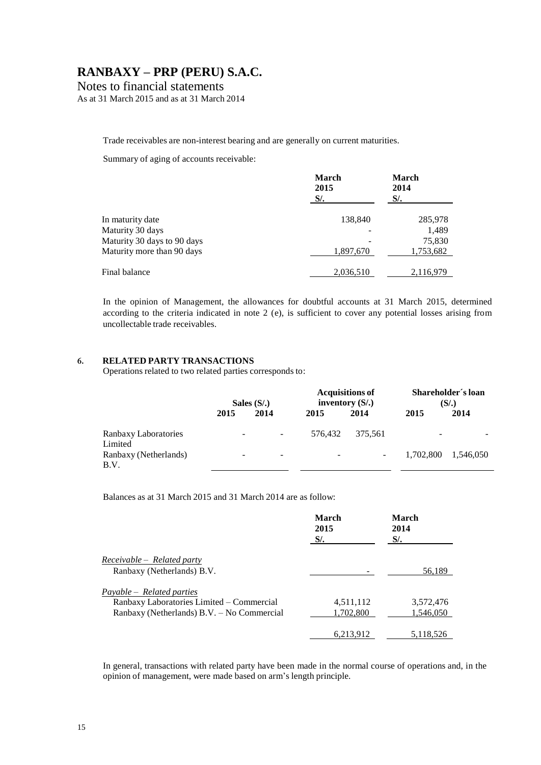Trade receivables are non-interest bearing and are generally on current maturities.

Summary of aging of accounts receivable:

| | March 2015 S/. | March 2014 S/. |
|---|---|---|
| In maturity date | 138,840 | 285,978 |
| Maturity 30 days | - | 1,489 |
| Maturity 30 days to 90 days | - | 75,830 |
| Maturity more than 90 days | 1,897,670 | 1,753,682 |
| Final balance | 2,036,510 | 2,116,979 |

In the opinion of Management, the allowances for doubtful accounts at 31 March 2015, determined according to the criteria indicated in note 2 (e), is sufficient to cover any potential losses arising from uncollectable trade receivables.

## 6. RELATED PARTY TRANSACTIONS

Operations related to two related parties corresponds to:

| | Sales (S/.) | | Acquisitions of inventory (S/.) | | Shareholder´s loan (S/.) | |
|---|---|---|---|---|---|---|
| | 2015 | 2014 | 2015 | 2014 | 2015 | 2014 |
| Ranbaxy Laboratories Limited | - | - | 576,432 | 375,561 | - | - |
| Ranbaxy (Netherlands) B.V. | - | - | - | - | 1,702,800 | 1,546,050 |

Balances as at 31 March 2015 and 31 March 2014 are as follow:

| | March 2015 S/. | March 2014 S/. |
|---|---|---|
| *Receivable – Related party* | | |
| Ranbaxy (Netherlands) B.V. | - | 56,189 |
| *Payable – Related parties* | | |
| Ranbaxy Laboratories Limited – Commercial | 4,511,112 | 3,572,476 |
| Ranbaxy (Netherlands) B.V. – No Commercial | 1,702,800 | 1,546,050 |
| | 6,213,912 | 5,118,526 |

In general, transactions with related party have been made in the normal course of operations and, in the opinion of management, were made based on arm's length principle.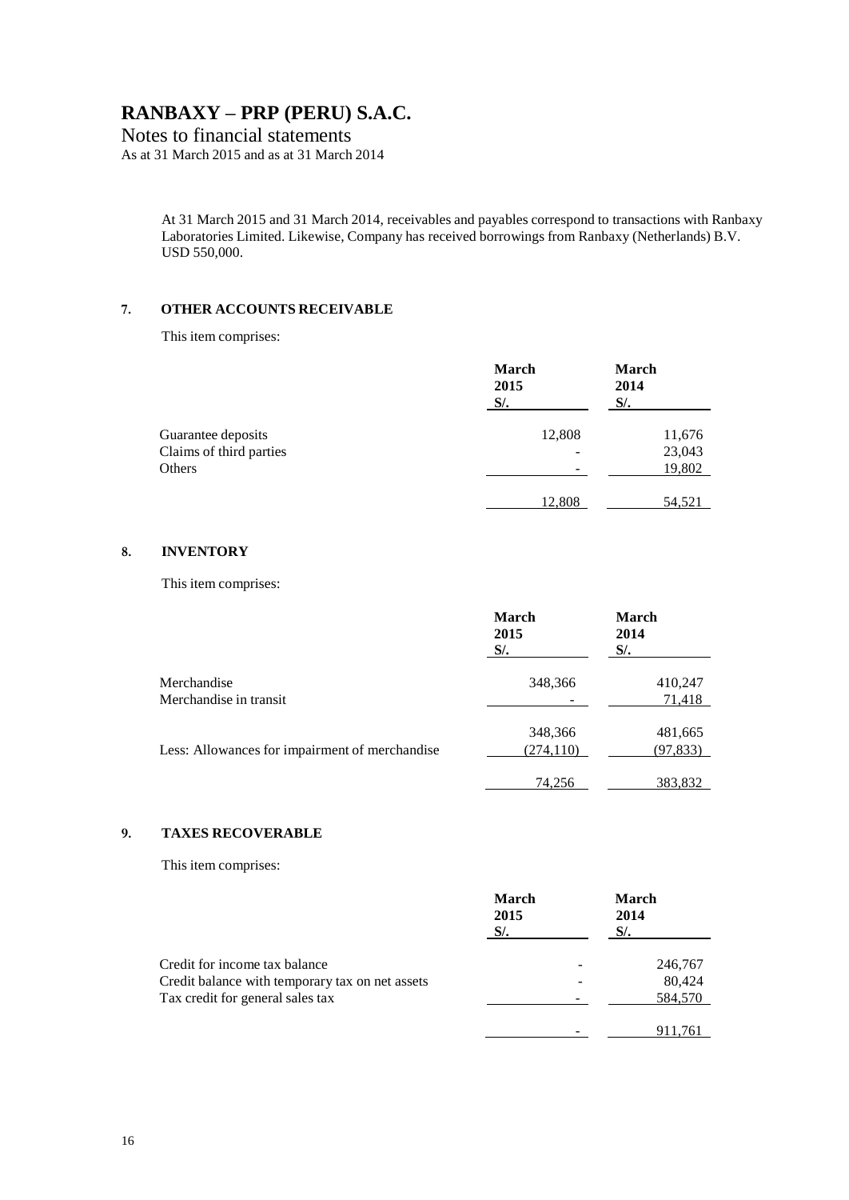At 31 March 2015 and 31 March 2014, receivables and payables correspond to transactions with Ranbaxy Laboratories Limited. Likewise, Company has received borrowings from Ranbaxy (Netherlands) B.V. USD 550,000.

## 7. OTHER ACCOUNTS RECEIVABLE

This item comprises:

| | March 2015 S/. | March 2014 S/. |
|---|---|---|
| Guarantee deposits | 12,808 | 11,676 |
| Claims of third parties | - | 23,043 |
| Others | - | 19,802 |
| | 12,808 | 54,521 |

## 8. INVENTORY

This item comprises:

| | March 2015 S/. | March 2014 S/. |
|---|---|---|
| Merchandise | 348,366 | 410,247 |
| Merchandise in transit | - | 71,418 |
| | 348,366 | 481,665 |
| Less: Allowances for impairment of merchandise | (274,110) | (97,833) |
| | 74,256 | 383,832 |

## 9. TAXES RECOVERABLE

This item comprises:

| | March 2015 S/. | March 2014 S/. |
|---|---|---|
| Credit for income tax balance | - | 246,767 |
| Credit balance with temporary tax on net assets | - | 80,424 |
| Tax credit for general sales tax | - | 584,570 |
| | - | 911,761 |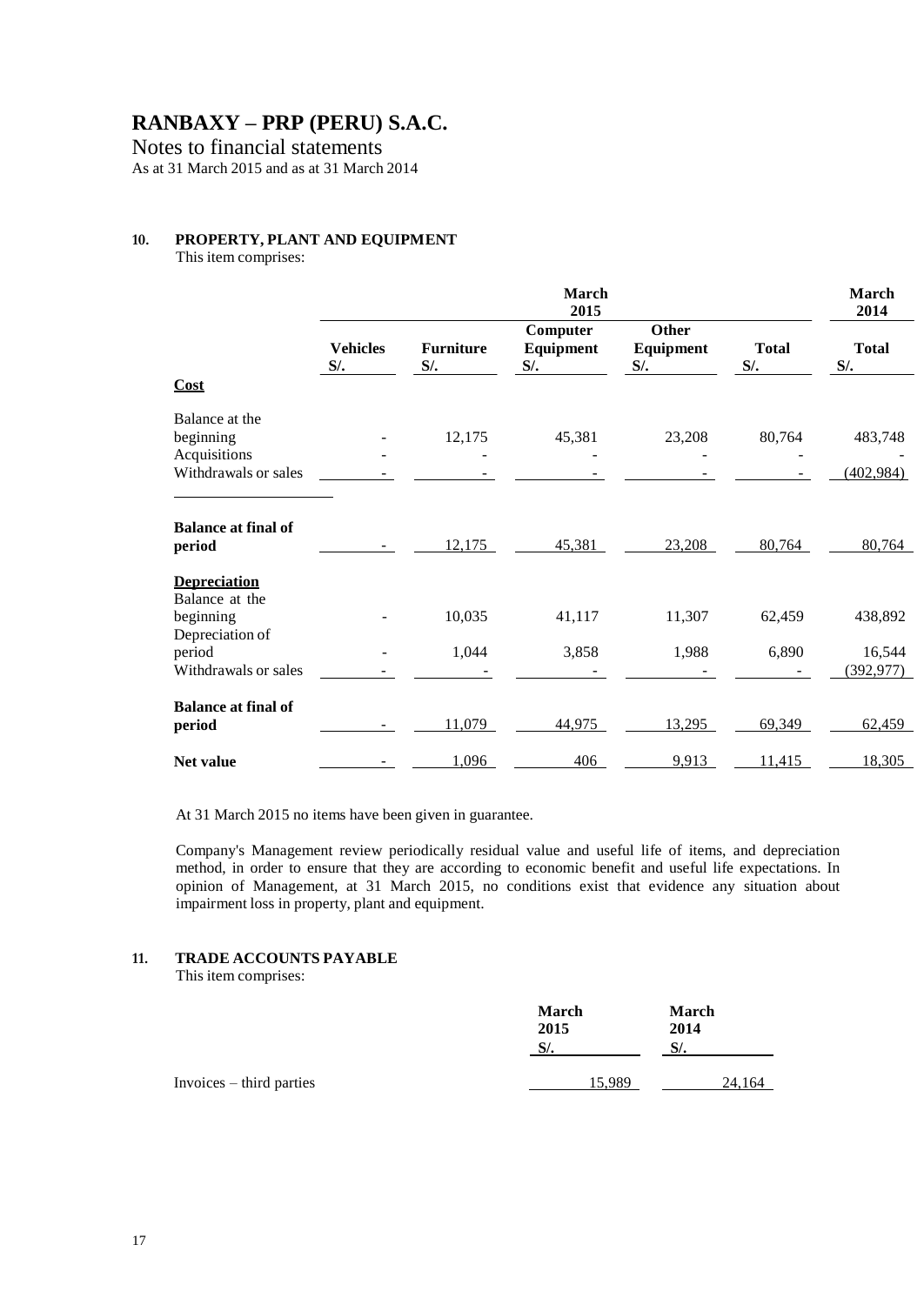# RANBAXY – PRP (PERU) S.A.C.

Notes to financial statements

As at 31 March 2015 and as at 31 March 2014

## 10. PROPERTY, PLANT AND EQUIPMENT

This item comprises:

| | March 2015 | | | | | March 2014 |
|---|---|---|---|---|---|---|
| | Vehicles S/. | Furniture S/. | Computer Equipment S/. | Other Equipment S/. | Total S/. | Total S/. |
| **Cost** | | | | | | |
| Balance at the beginning | - | 12,175 | 45,381 | 23,208 | 80,764 | 483,748 |
| Acquisitions | - | - | - | - | - | - |
| Withdrawals or sales | - | - | - | - | - | (402,984) |
| **Balance at final of period** | - | 12,175 | 45,381 | 23,208 | 80,764 | 80,764 |
| **Depreciation** | | | | | | |
| Balance at the beginning | - | 10,035 | 41,117 | 11,307 | 62,459 | 438,892 |
| Depreciation of period | - | 1,044 | 3,858 | 1,988 | 6,890 | 16,544 |
| Withdrawals or sales | - | - | - | - | - | (392,977) |
| **Balance at final of period** | - | 11,079 | 44,975 | 13,295 | 69,349 | 62,459 |
| **Net value** | - | 1,096 | 406 | 9,913 | 11,415 | 18,305 |

At 31 March 2015 no items have been given in guarantee.

Company's Management review periodically residual value and useful life of items, and depreciation method, in order to ensure that they are according to economic benefit and useful life expectations. In opinion of Management, at 31 March 2015, no conditions exist that evidence any situation about impairment loss in property, plant and equipment.

## 11. TRADE ACCOUNTS PAYABLE

This item comprises:

| | March 2015 S/. | March 2014 S/. |
|---|---|---|
| Invoices – third parties | 15,989 | 24,164 |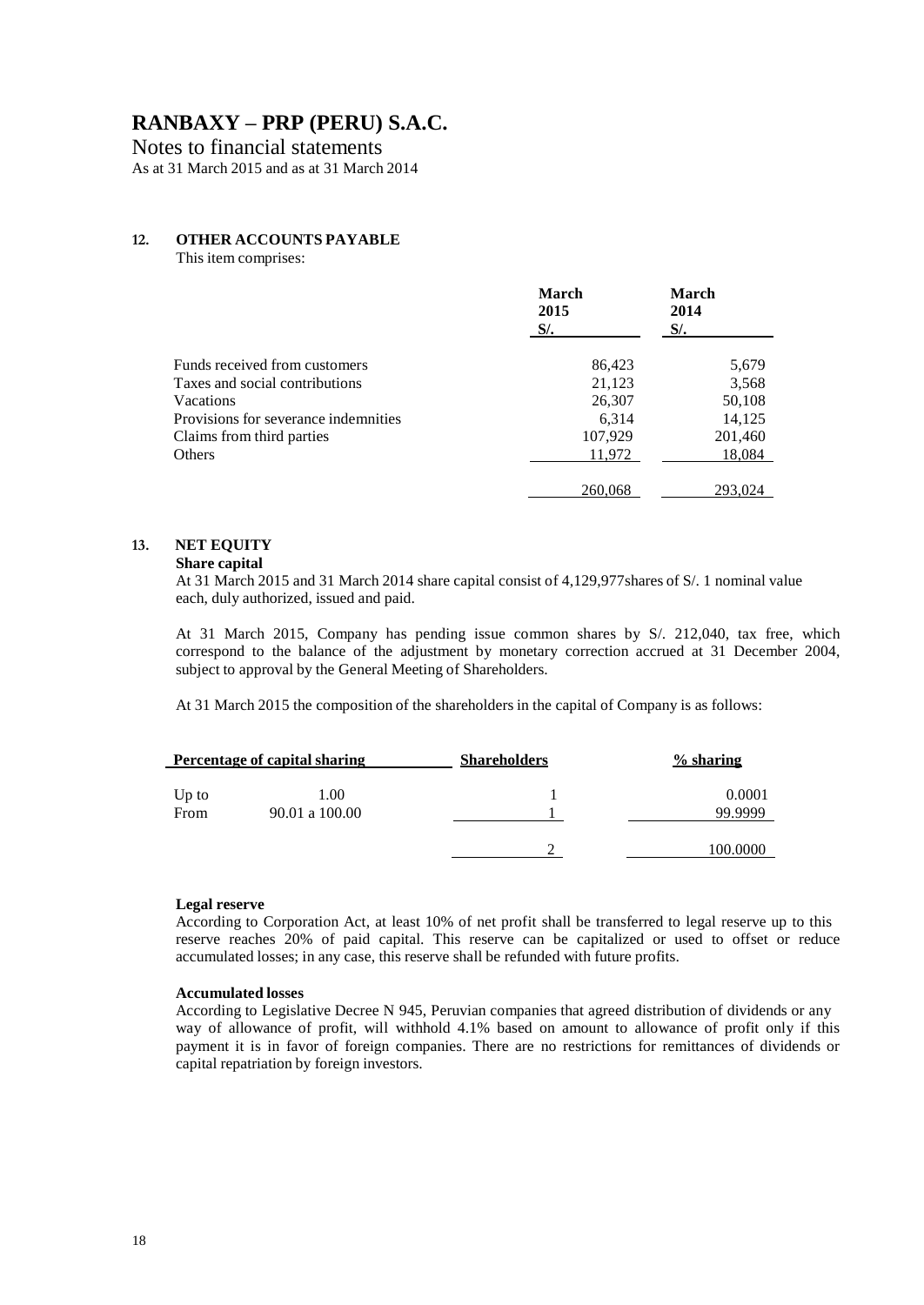# RANBAXY – PRP (PERU) S.A.C.

Notes to financial statements

As at 31 March 2015 and as at 31 March 2014

## 12. OTHER ACCOUNTS PAYABLE

This item comprises:

| | March 2015 S/. | March 2014 S/. |
|---|---|---|
| Funds received from customers | 86,423 | 5,679 |
| Taxes and social contributions | 21,123 | 3,568 |
| Vacations | 26,307 | 50,108 |
| Provisions for severance indemnities | 6,314 | 14,125 |
| Claims from third parties | 107,929 | 201,460 |
| Others | 11,972 | 18,084 |
| | 260,068 | 293,024 |

## 13. NET EQUITY

**Share capital**

At 31 March 2015 and 31 March 2014 share capital consist of 4,129,977shares of S/. 1 nominal value each, duly authorized, issued and paid.

At 31 March 2015, Company has pending issue common shares by S/. 212,040, tax free, which correspond to the balance of the adjustment by monetary correction accrued at 31 December 2004, subject to approval by the General Meeting of Shareholders.

At 31 March 2015 the composition of the shareholders in the capital of Company is as follows:

| Percentage of capital sharing | | Shareholders | % sharing |
|---|---|---|---|
| Up to | 1.00 | 1 | 0.0001 |
| From | 90.01 a 100.00 | 1 | 99.9999 |
| | | 2 | 100.0000 |

**Legal reserve**

According to Corporation Act, at least 10% of net profit shall be transferred to legal reserve up to this reserve reaches 20% of paid capital. This reserve can be capitalized or used to offset or reduce accumulated losses; in any case, this reserve shall be refunded with future profits.

**Accumulated losses**

According to Legislative Decree N 945, Peruvian companies that agreed distribution of dividends or any way of allowance of profit, will withhold 4.1% based on amount to allowance of profit only if this payment it is in favor of foreign companies. There are no restrictions for remittances of dividends or capital repatriation by foreign investors.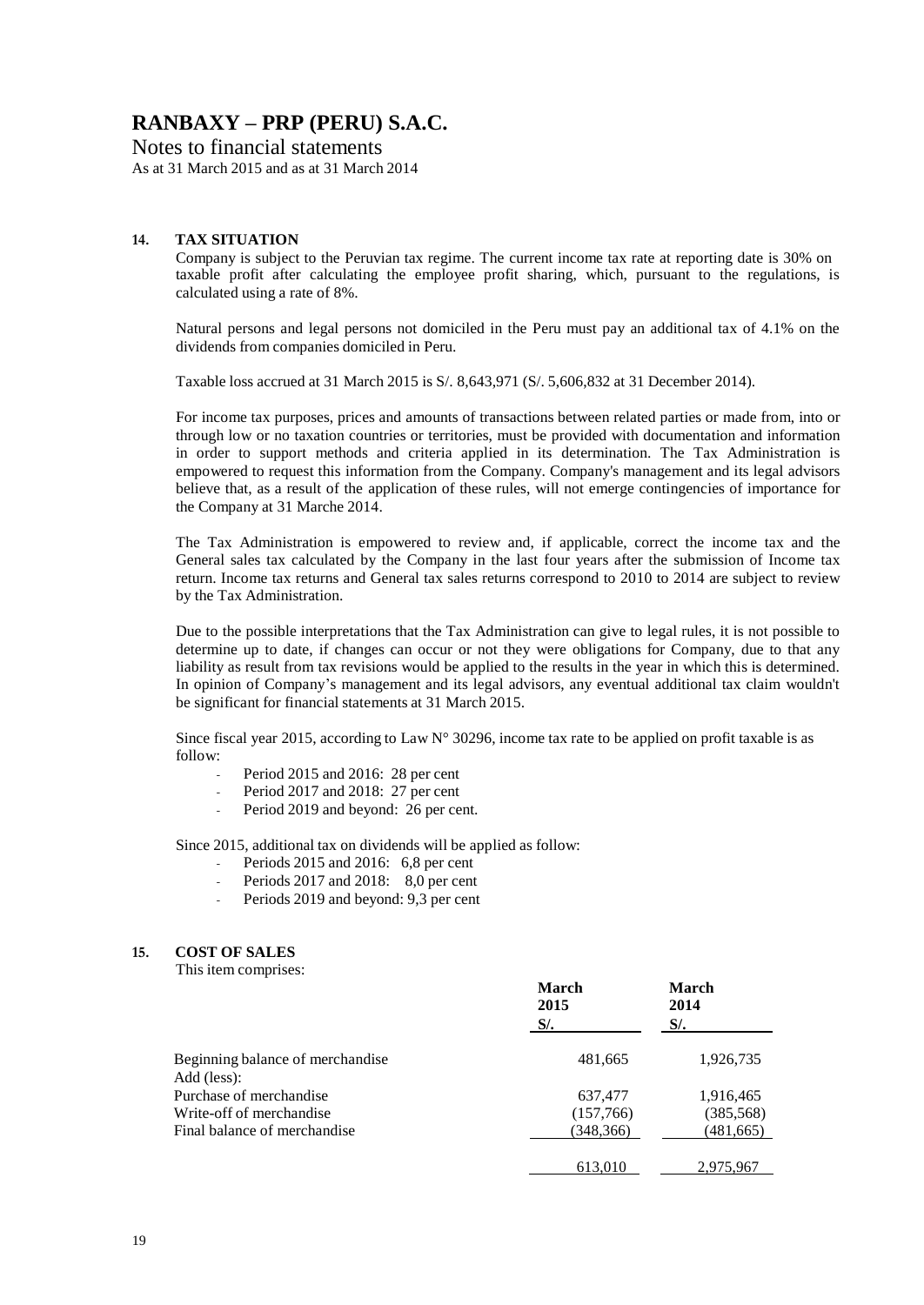# RANBAXY – PRP (PERU) S.A.C.

Notes to financial statements

As at 31 March 2015 and as at 31 March 2014

## 14. TAX SITUATION

Company is subject to the Peruvian tax regime. The current income tax rate at reporting date is 30% on taxable profit after calculating the employee profit sharing, which, pursuant to the regulations, is calculated using a rate of 8%.

Natural persons and legal persons not domiciled in the Peru must pay an additional tax of 4.1% on the dividends from companies domiciled in Peru.

Taxable loss accrued at 31 March 2015 is S/. 8,643,971 (S/. 5,606,832 at 31 December 2014).

For income tax purposes, prices and amounts of transactions between related parties or made from, into or through low or no taxation countries or territories, must be provided with documentation and information in order to support methods and criteria applied in its determination. The Tax Administration is empowered to request this information from the Company. Company's management and its legal advisors believe that, as a result of the application of these rules, will not emerge contingencies of importance for the Company at 31 Marche 2014.

The Tax Administration is empowered to review and, if applicable, correct the income tax and the General sales tax calculated by the Company in the last four years after the submission of Income tax return. Income tax returns and General tax sales returns correspond to 2010 to 2014 are subject to review by the Tax Administration.

Due to the possible interpretations that the Tax Administration can give to legal rules, it is not possible to determine up to date, if changes can occur or not they were obligations for Company, due to that any liability as result from tax revisions would be applied to the results in the year in which this is determined. In opinion of Company's management and its legal advisors, any eventual additional tax claim wouldn't be significant for financial statements at 31 March 2015.

Since fiscal year 2015, according to Law N° 30296, income tax rate to be applied on profit taxable is as follow:

- Period 2015 and 2016: 28 per cent
- Period 2017 and 2018: 27 per cent
- Period 2019 and beyond: 26 per cent.

Since 2015, additional tax on dividends will be applied as follow:

- Periods 2015 and 2016: 6,8 per cent
- Periods 2017 and 2018: 8,0 per cent
- Periods 2019 and beyond: 9,3 per cent

## 15. COST OF SALES

This item comprises:

| | March 2015 S/. | March 2014 S/. |
|---|---|---|
| Beginning balance of merchandise | 481,665 | 1,926,735 |
| Add (less): | | |
| Purchase of merchandise | 637,477 | 1,916,465 |
| Write-off of merchandise | (157,766) | (385,568) |
| Final balance of merchandise | (348,366) | (481,665) |
| | 613,010 | 2,975,967 |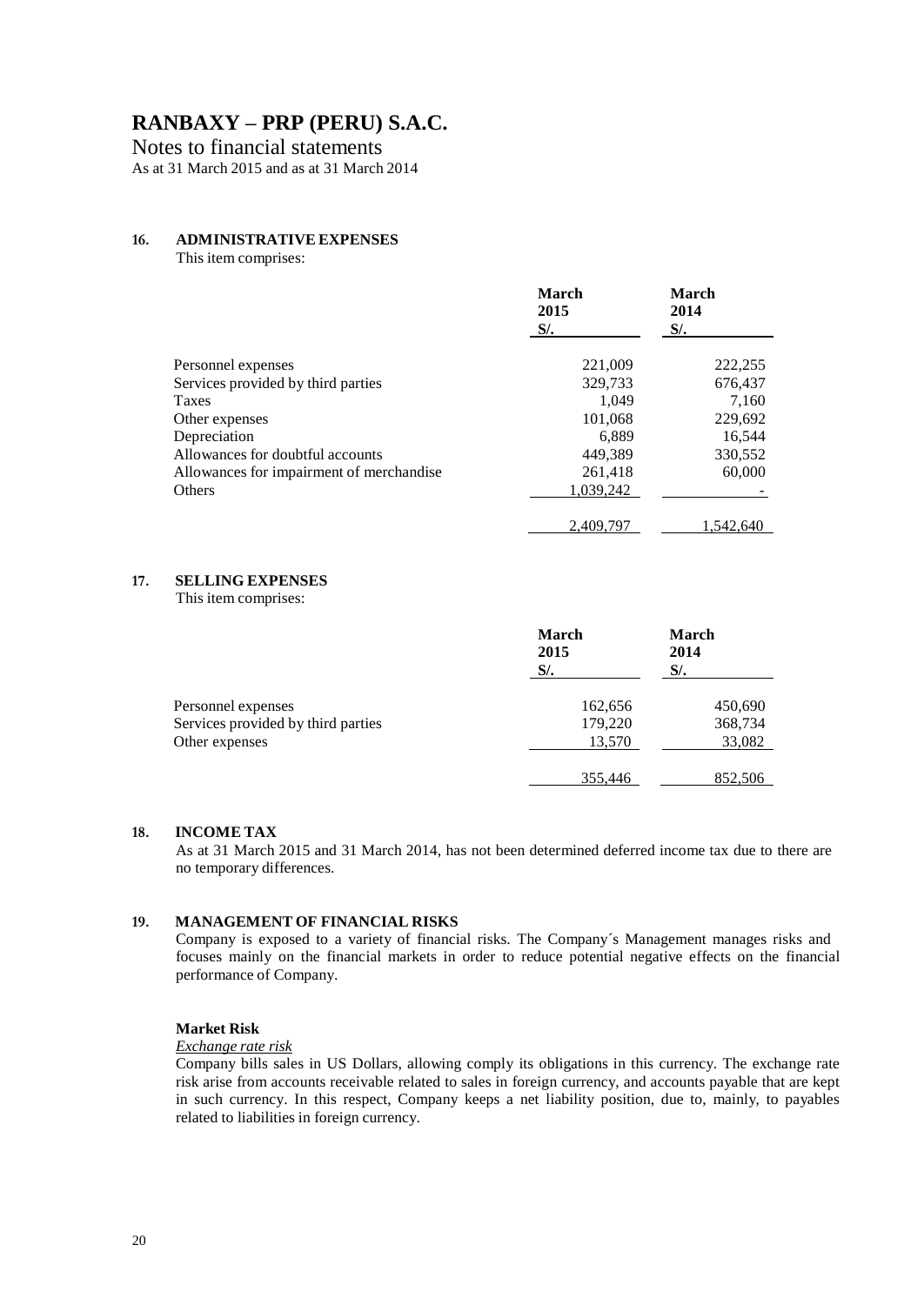# RANBAXY – PRP (PERU) S.A.C.

Notes to financial statements

As at 31 March 2015 and as at 31 March 2014

## 16. ADMINISTRATIVE EXPENSES

This item comprises:

| | March 2015 S/. | March 2014 S/. |
|---|---|---|
| Personnel expenses | 221,009 | 222,255 |
| Services provided by third parties | 329,733 | 676,437 |
| Taxes | 1,049 | 7,160 |
| Other expenses | 101,068 | 229,692 |
| Depreciation | 6,889 | 16,544 |
| Allowances for doubtful accounts | 449,389 | 330,552 |
| Allowances for impairment of merchandise | 261,418 | 60,000 |
| Others | 1,039,242 | - |
| | 2,409,797 | 1,542,640 |

## 17. SELLING EXPENSES

This item comprises:

| | March 2015 S/. | March 2014 S/. |
|---|---|---|
| Personnel expenses | 162,656 | 450,690 |
| Services provided by third parties | 179,220 | 368,734 |
| Other expenses | 13,570 | 33,082 |
| | 355,446 | 852,506 |

## 18. INCOME TAX

As at 31 March 2015 and 31 March 2014, has not been determined deferred income tax due to there are no temporary differences.

## 19. MANAGEMENT OF FINANCIAL RISKS

Company is exposed to a variety of financial risks. The Company´s Management manages risks and focuses mainly on the financial markets in order to reduce potential negative effects on the financial performance of Company.

**Market Risk**

*Exchange rate risk*

Company bills sales in US Dollars, allowing comply its obligations in this currency. The exchange rate risk arise from accounts receivable related to sales in foreign currency, and accounts payable that are kept in such currency. In this respect, Company keeps a net liability position, due to, mainly, to payables related to liabilities in foreign currency.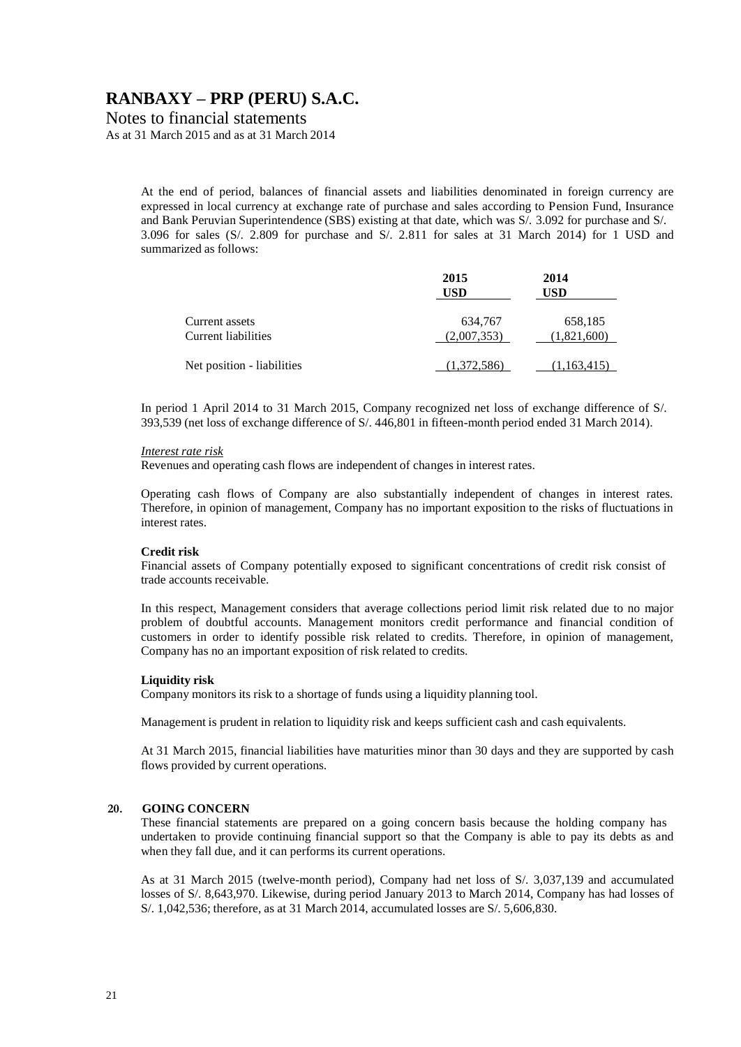At the end of period, balances of financial assets and liabilities denominated in foreign currency are expressed in local currency at exchange rate of purchase and sales according to Pension Fund, Insurance and Bank Peruvian Superintendence (SBS) existing at that date, which was S/. 3.092 for purchase and S/. 3.096 for sales (S/. 2.809 for purchase and S/. 2.811 for sales at 31 March 2014) for 1 USD and summarized as follows:

| | 2015 USD | 2014 USD |
|---|---|---|
| Current assets | 634,767 | 658,185 |
| Current liabilities | (2,007,353) | (1,821,600) |
| Net position - liabilities | (1,372,586) | (1,163,415) |

In period 1 April 2014 to 31 March 2015, Company recognized net loss of exchange difference of S/. 393,539 (net loss of exchange difference of S/. 446,801 in fifteen-month period ended 31 March 2014).

*Interest rate risk*

Revenues and operating cash flows are independent of changes in interest rates.

Operating cash flows of Company are also substantially independent of changes in interest rates. Therefore, in opinion of management, Company has no important exposition to the risks of fluctuations in interest rates.

**Credit risk**

Financial assets of Company potentially exposed to significant concentrations of credit risk consist of trade accounts receivable.

In this respect, Management considers that average collections period limit risk related due to no major problem of doubtful accounts. Management monitors credit performance and financial condition of customers in order to identify possible risk related to credits. Therefore, in opinion of management, Company has no an important exposition of risk related to credits.

**Liquidity risk**

Company monitors its risk to a shortage of funds using a liquidity planning tool.

Management is prudent in relation to liquidity risk and keeps sufficient cash and cash equivalents.

At 31 March 2015, financial liabilities have maturities minor than 30 days and they are supported by cash flows provided by current operations.

## 20. GOING CONCERN

These financial statements are prepared on a going concern basis because the holding company has undertaken to provide continuing financial support so that the Company is able to pay its debts as and when they fall due, and it can performs its current operations.

As at 31 March 2015 (twelve-month period), Company had net loss of S/. 3,037,139 and accumulated losses of S/. 8,643,970. Likewise, during period January 2013 to March 2014, Company has had losses of S/. 1,042,536; therefore, as at 31 March 2014, accumulated losses are S/. 5,606,830.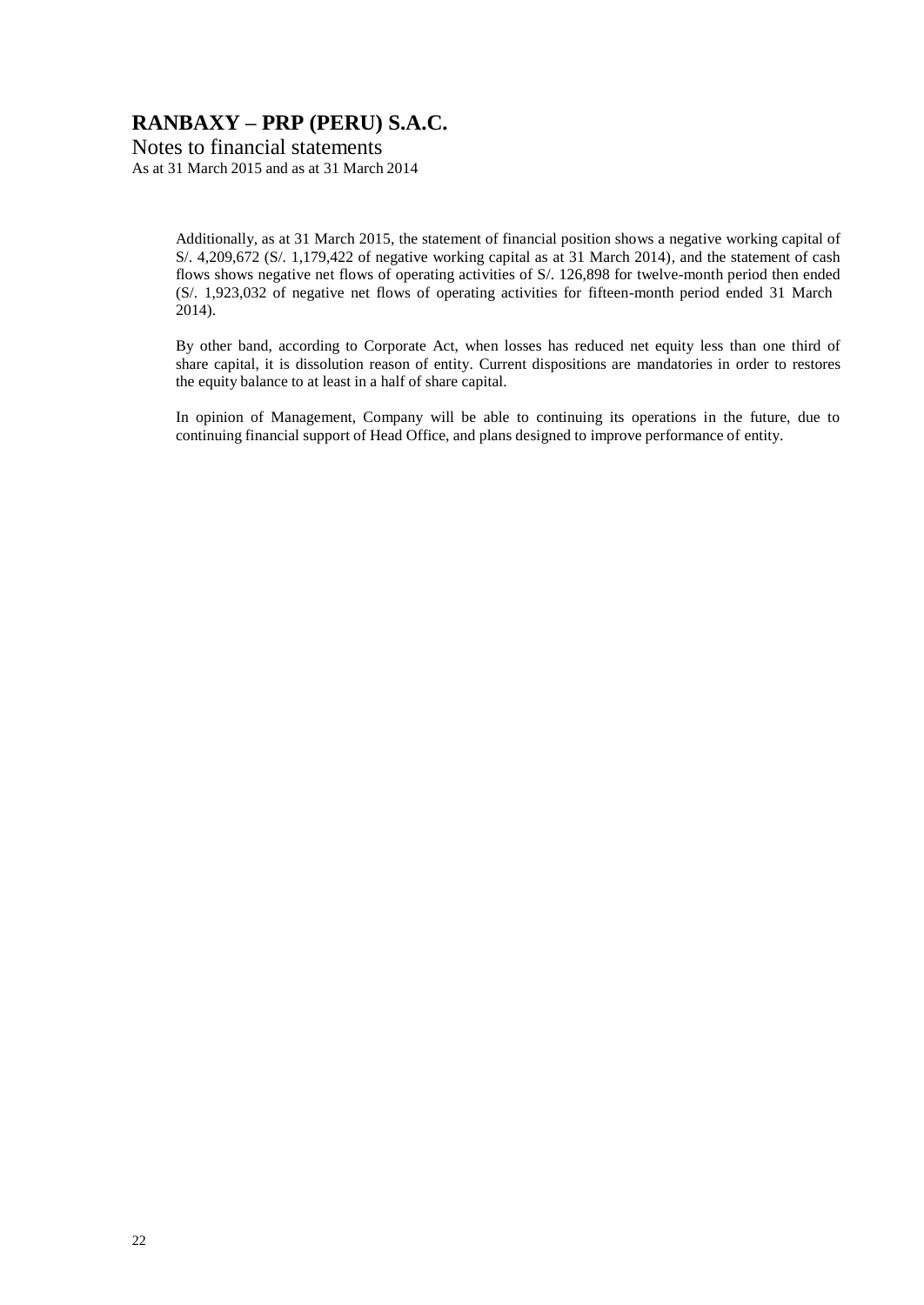Additionally, as at 31 March 2015, the statement of financial position shows a negative working capital of S/. 4,209,672 (S/. 1,179,422 of negative working capital as at 31 March 2014), and the statement of cash flows shows negative net flows of operating activities of S/. 126,898 for twelve-month period then ended (S/. 1,923,032 of negative net flows of operating activities for fifteen-month period ended 31 March 2014).

By other band, according to Corporate Act, when losses has reduced net equity less than one third of share capital, it is dissolution reason of entity. Current dispositions are mandatories in order to restores the equity balance to at least in a half of share capital.

In opinion of Management, Company will be able to continuing its operations in the future, due to continuing financial support of Head Office, and plans designed to improve performance of entity.